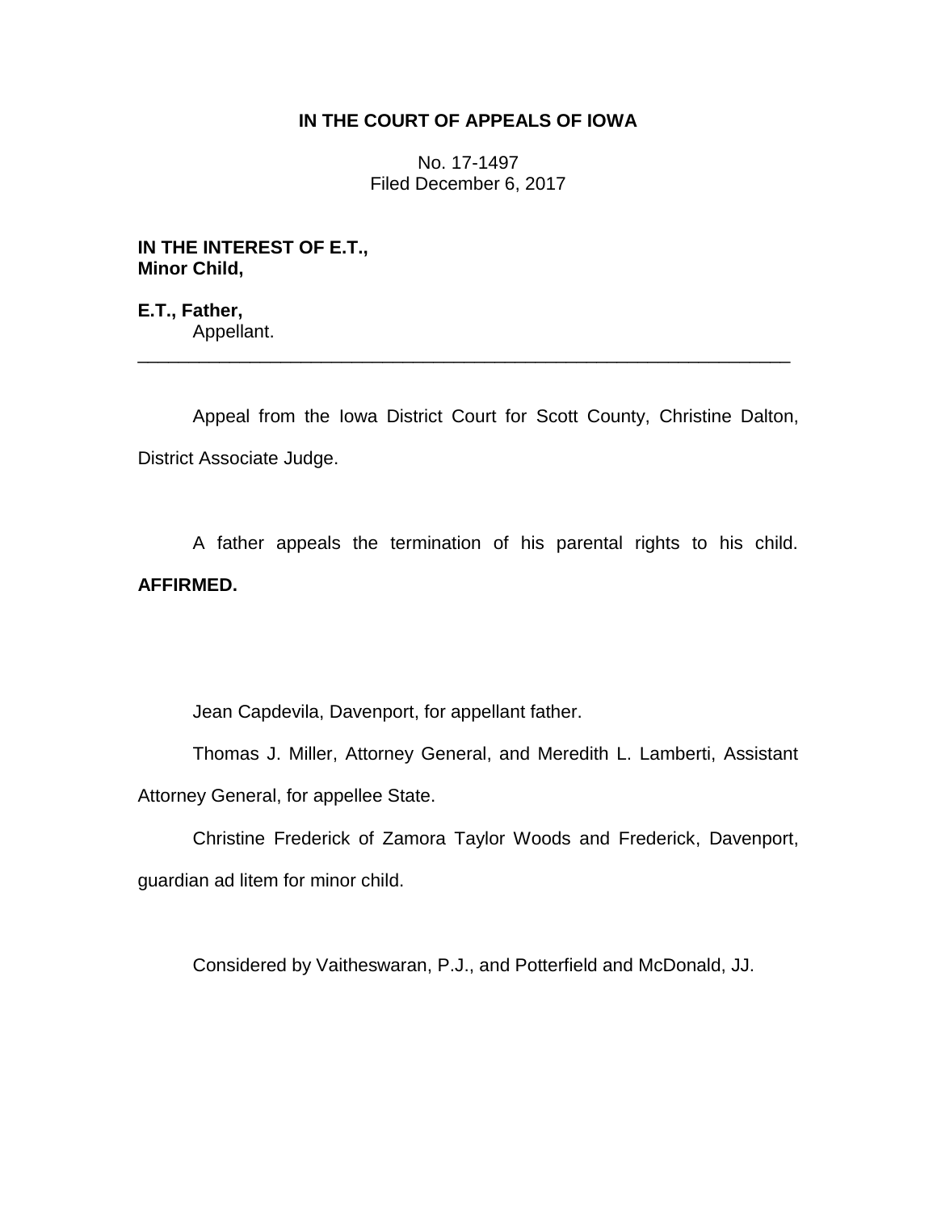**IN THE COURT OF APPEALS OF IOWA**

No. 17-1497
Filed December 6, 2017

**IN THE INTEREST OF E.T., Minor Child,**

**E.T., Father,**
Appellant.

---

Appeal from the Iowa District Court for Scott County, Christine Dalton, District Associate Judge.

A father appeals the termination of his parental rights to his child. **AFFIRMED.**

Jean Capdevila, Davenport, for appellant father.

Thomas J. Miller, Attorney General, and Meredith L. Lamberti, Assistant Attorney General, for appellee State.

Christine Frederick of Zamora Taylor Woods and Frederick, Davenport, guardian ad litem for minor child.

Considered by Vaitheswaran, P.J., and Potterfield and McDonald, JJ.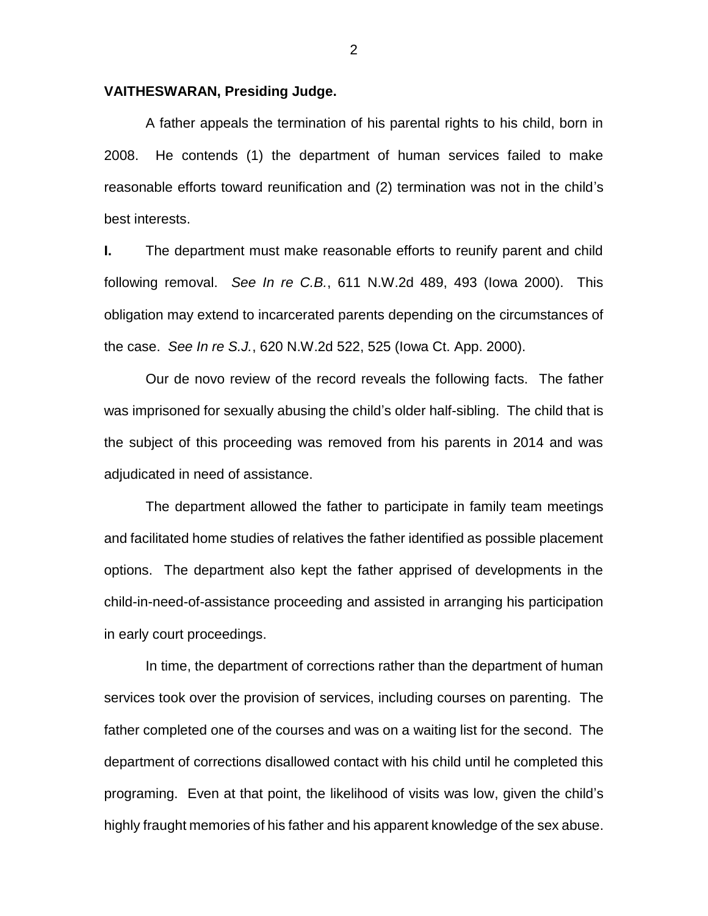**VAITHESWARAN, Presiding Judge.**

A father appeals the termination of his parental rights to his child, born in 2008. He contends (1) the department of human services failed to make reasonable efforts toward reunification and (2) termination was not in the child's best interests.

**I.** The department must make reasonable efforts to reunify parent and child following removal. *See In re C.B.*, 611 N.W.2d 489, 493 (Iowa 2000). This obligation may extend to incarcerated parents depending on the circumstances of the case. *See In re S.J.*, 620 N.W.2d 522, 525 (Iowa Ct. App. 2000).

Our de novo review of the record reveals the following facts. The father was imprisoned for sexually abusing the child's older half-sibling. The child that is the subject of this proceeding was removed from his parents in 2014 and was adjudicated in need of assistance.

The department allowed the father to participate in family team meetings and facilitated home studies of relatives the father identified as possible placement options. The department also kept the father apprised of developments in the child-in-need-of-assistance proceeding and assisted in arranging his participation in early court proceedings.

In time, the department of corrections rather than the department of human services took over the provision of services, including courses on parenting. The father completed one of the courses and was on a waiting list for the second. The department of corrections disallowed contact with his child until he completed this programing. Even at that point, the likelihood of visits was low, given the child's highly fraught memories of his father and his apparent knowledge of the sex abuse.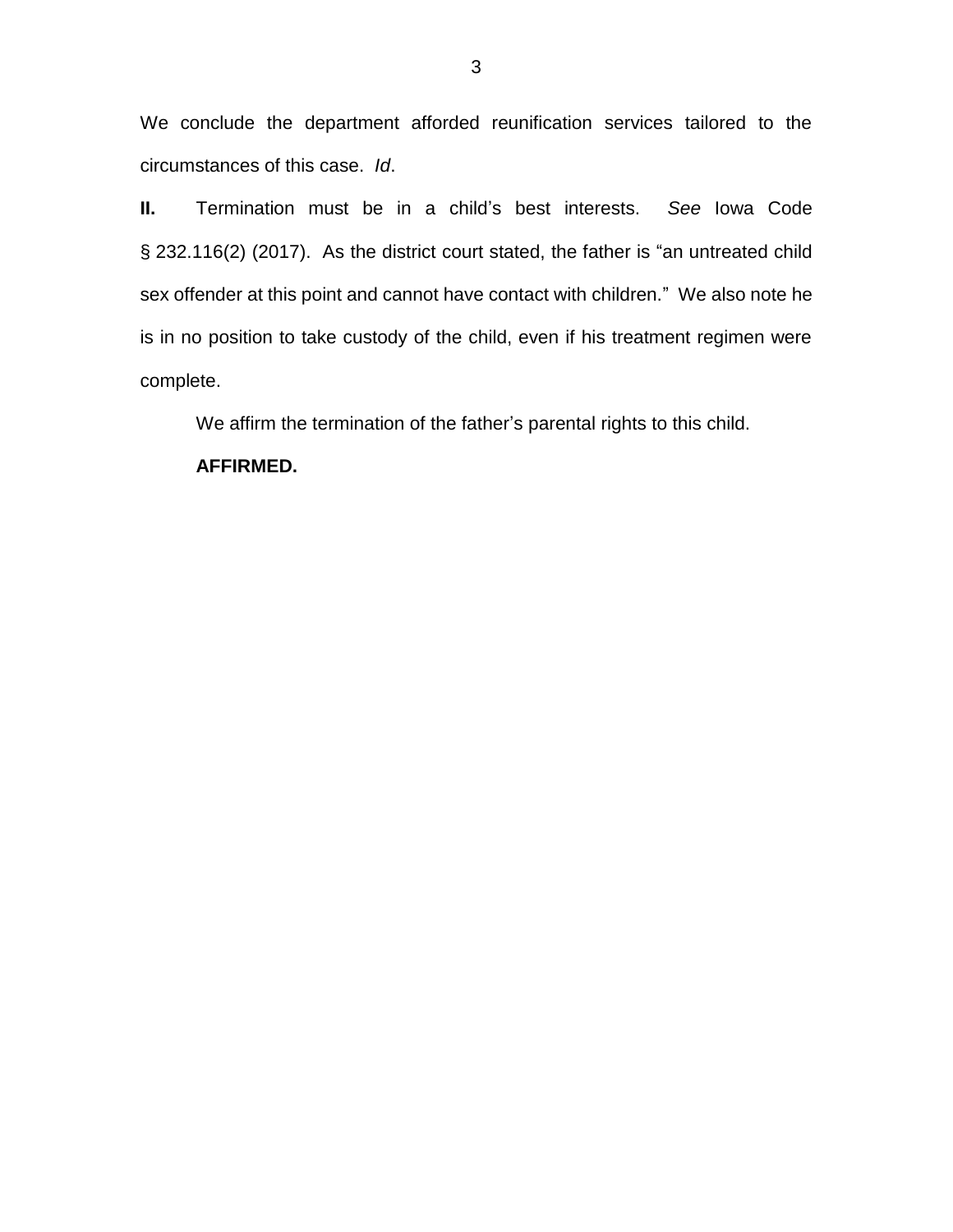We conclude the department afforded reunification services tailored to the circumstances of this case. *Id*.

**II.** Termination must be in a child's best interests. *See* Iowa Code § 232.116(2) (2017). As the district court stated, the father is "an untreated child sex offender at this point and cannot have contact with children." We also note he is in no position to take custody of the child, even if his treatment regimen were complete.

We affirm the termination of the father's parental rights to this child.

**AFFIRMED.**